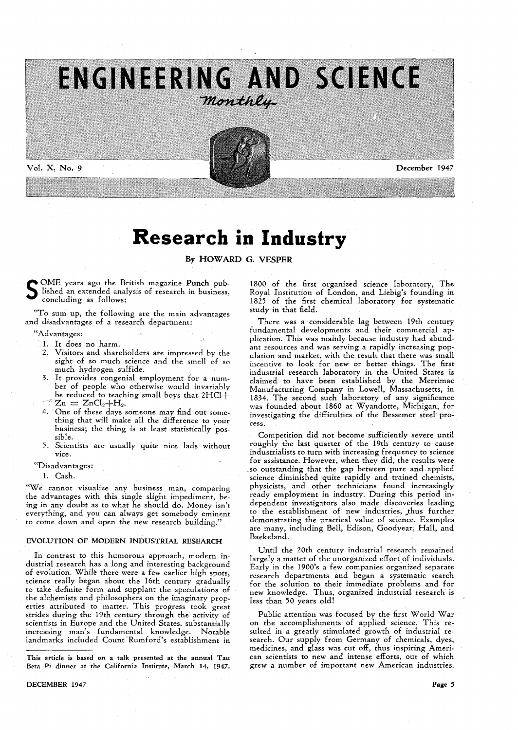# ENGINEERING AND SCIENCE

*Monthly*

Vol. X, No. 9 — December 1947

# Research in Industry

By HOWARD G. VESPER

SOME years ago the British magazine **Punch** published an extended analysis of research in business, concluding as follows:

"To sum up, the following are the main advantages and disadvantages of a research department:

"Advantages:

1. It does no harm.
2. Visitors and shareholders are impressed by the sight of so much science and the smell of so much hydrogen sulfide.
3. It provides congenial employment for a number of people who otherwise would invariably be reduced to teaching small boys that $2HCl + Zn = ZnCl_2 + H_2$.
4. One of these days someone may find out something that will make all the difference to your business; the thing is at least statistically possible.
5. Scientists are usually quite nice lads without vice.

"Disadvantages:

1. Cash.

"We cannot visualize any business man, comparing the advantages with this single slight impediment, being in any doubt as to what he should do. Money isn't everything, and you can always get somebody eminent to come down and open the new research building."

## EVOLUTION OF MODERN INDUSTRIAL RESEARCH

In contrast to this humorous approach, modern industrial research has a long and interesting background of evolution. While there were a few earlier high spots, science really began about the 16th century gradually to take definite form and supplant the speculations of the alchemists and philosophers on the imaginary properties attributed to matter. This progress took great strides during the 19th century through the activity of scientists in Europe and the United States, substantially increasing man's fundamental knowledge. Notable landmarks included Count Rumford's establishment in 1800 of the first organized science laboratory, The Royal Institution of London, and Liebig's founding in 1825 of the first chemical laboratory for systematic study in that field.

There was a considerable lag between 19th century fundamental developments and their commercial application. This was mainly because industry had abundant resources and was serving a rapidly increasing population and market, with the result that there was small incentive to look for new or better things. The first industrial research laboratory in the United States is claimed to have been established by the Merrimac Manufacturing Company in Lowell, Massachusetts, in 1834. The second such laboratory of any significance was founded about 1860 at Wyandotte, Michigan, for investigating the difficulties of the Bessemer steel process.

Competition did not become sufficiently severe until roughly the last quarter of the 19th century to cause industrialists to turn with increasing frequency to science for assistance. However, when they did, the results were so outstanding that the gap between pure and applied science diminished quite rapidly and trained chemists, physicists, and other technicians found increasingly ready employment in industry. During this period independent investigators also made discoveries leading to the establishment of new industries, thus further demonstrating the practical value of science. Examples are many, including Bell, Edison, Goodyear, Hall, and Baekeland.

Until the 20th century industrial research remained largely a matter of the unorganized effort of individuals. Early in the 1900's a few companies organized separate research departments and began a systematic search for the solution to their immediate problems and for new knowledge. Thus, organized industrial research is less than 50 years old!

Public attention was focused by the first World War on the accomplishments of applied science. This resulted in a greatly stimulated growth of industrial research. Our supply from Germany of chemicals, dyes, medicines, and glass was cut off, thus inspiring American scientists to new and intense efforts, out of which grew a number of important new American industries.

---

This article is based on a talk presented at the annual Tau Beta Pi dinner at the California Institute, March 14, 1947.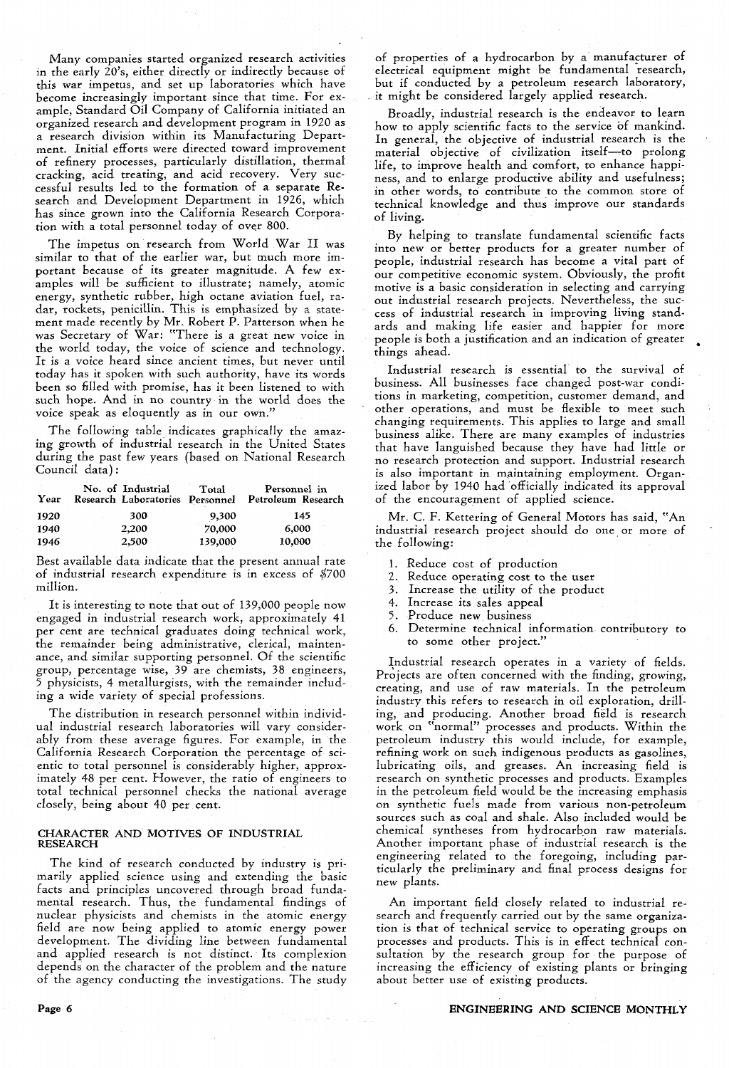Many companies started organized research activities in the early 20's, either directly or indirectly because of this war impetus, and set up laboratories which have become increasingly important since that time. For example, Standard Oil Company of California initiated an organized research and development program in 1920 as a research division within its Manufacturing Department. Initial efforts were directed toward improvement of refinery processes, particularly distillation, thermal cracking, acid treating, and acid recovery. Very successful results led to the formation of a separate Research and Development Department in 1926, which has since grown into the California Research Corporation with a total personnel today of over 800.

The impetus on research from World War II was similar to that of the earlier war, but much more important because of its greater magnitude. A few examples will be sufficient to illustrate; namely, atomic energy, synthetic rubber, high octane aviation fuel, radar, rockets, penicillin. This is emphasized by a statement made recently by Mr. Robert P. Patterson when he was Secretary of War: "There is a great new voice in the world today, the voice of science and technology. It is a voice heard since ancient times, but never until today has it spoken with such authority, have its words been so filled with promise, has it been listened to with such hope. And in no country in the world does the voice speak as eloquently as in our own."

The following table indicates graphically the amazing growth of industrial research in the United States during the past few years (based on National Research Council data):

| Year | No. of Industrial Research Laboratories | Total Personnel | Personnel in Petroleum Research |
|---|---|---|---|
| 1920 | 300 | 9,300 | 145 |
| 1940 | 2,200 | 70,000 | 6,000 |
| 1946 | 2,500 | 139,000 | 10,000 |

Best available data indicate that the present annual rate of industrial research expenditure is in excess of $700 million.

It is interesting to note that out of 139,000 people now engaged in industrial research work, approximately 41 per cent are technical graduates doing technical work, the remainder being administrative, clerical, maintenance, and similar supporting personnel. Of the scientific group, percentage wise, 39 are chemists, 38 engineers, 5 physicists, 4 metallurgists, with the remainder including a wide variety of special professions.

The distribution in research personnel within individual industrial research laboratories will vary considerably from these average figures. For example, in the California Research Corporation the percentage of scientic to total personnel is considerably higher, approximately 48 per cent. However, the ratio of engineers to total technical personnel checks the national average closely, being about 40 per cent.

## CHARACTER AND MOTIVES OF INDUSTRIAL RESEARCH

The kind of research conducted by industry is primarily applied science using and extending the basic facts and principles uncovered through broad fundamental research. Thus, the fundamental findings of nuclear physicists and chemists in the atomic energy field are now being applied to atomic energy power development. The dividing line between fundamental and applied research is not distinct. Its complexion depends on the character of the problem and the nature of the agency conducting the investigations. The study of properties of a hydrocarbon by a manufacturer of electrical equipment might be fundamental research, but if conducted by a petroleum research laboratory, it might be considered largely applied research.

Broadly, industrial research is the endeavor to learn how to apply scientific facts to the service of mankind. In general, the objective of industrial research is the material objective of civilization itself—to prolong life, to improve health and comfort, to enhance happiness, and to enlarge productive ability and usefulness; in other words, to contribute to the common store of technical knowledge and thus improve our standards of living.

By helping to translate fundamental scientific facts into new or better products for a greater number of people, industrial research has become a vital part of our competitive economic system. Obviously, the profit motive is a basic consideration in selecting and carrying out industrial research projects. Nevertheless, the success of industrial research in improving living standards and making life easier and happier for more people is both a justification and an indication of greater things ahead.

Industrial research is essential to the survival of business. All businesses face changed post-war conditions in marketing, competition, customer demand, and other operations, and must be flexible to meet such changing requirements. This applies to large and small business alike. There are many examples of industries that have languished because they have had little or no research protection and support. Industrial research is also important in maintaining employment. Organized labor by 1940 had officially indicated its approval of the encouragement of applied science.

Mr. C. F. Kettering of General Motors has said, "An industrial research project should do one or more of the following:

1. Reduce cost of production
2. Reduce operating cost to the user
3. Increase the utility of the product
4. Increase its sales appeal
5. Produce new business
6. Determine technical information contributory to to some other project."

Industrial research operates in a variety of fields. Projects are often concerned with the finding, growing, creating, and use of raw materials. In the petroleum industry this refers to research in oil exploration, drilling, and producing. Another broad field is research work on "normal" processes and products. Within the petroleum industry this would include, for example, refining work on such indigenous products as gasolines, lubricating oils, and greases. An increasing field is research on synthetic processes and products. Examples in the petroleum field would be the increasing emphasis on synthetic fuels made from various non-petroleum sources such as coal and shale. Also included would be chemical syntheses from hydrocarbon raw materials. Another important phase of industrial research is the engineering related to the foregoing, including particularly the preliminary and final process designs for new plants.

An important field closely related to industrial research and frequently carried out by the same organization is that of technical service to operating groups on processes and products. This is in effect technical consultation by the research group for the purpose of increasing the efficiency of existing plants or bringing about better use of existing products.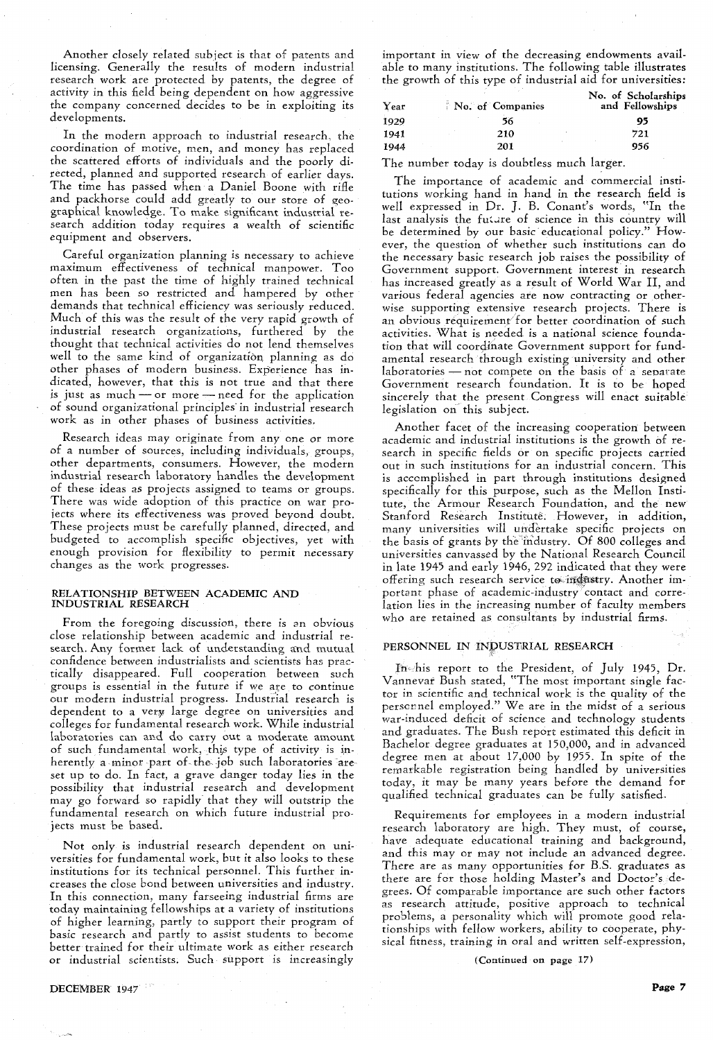Another closely related subject is that of patents and licensing. Generally the results of modern industrial research work are protected by patents, the degree of activity in this field being dependent on how aggressive the company concerned decides to be in exploiting its developments.

In the modern approach to industrial research, the coordination of motive, men, and money has replaced the scattered efforts of individuals and the poorly directed, planned and supported research of earlier days. The time has passed when a Daniel Boone with rifle and packhorse could add greatly to our store of geographical knowledge. To make significant industrial research addition today requires a wealth of scientific equipment and observers.

Careful organization planning is necessary to achieve maximum effectiveness of technical manpower. Too often in the past the time of highly trained technical men has been so restricted and hampered by other demands that technical efficiency was seriously reduced. Much of this was the result of the very rapid growth of industrial research organizations, furthered by the thought that technical activities do not lend themselves well to the same kind of organization planning as do other phases of modern business. Experience has indicated, however, that this is not true and that there is just as much — or more — need for the application of sound organizational principles in industrial research work as in other phases of business activities.

Research ideas may originate from any one or more of a number of sources, including individuals, groups, other departments, consumers. However, the modern industrial research laboratory handles the development of these ideas as projects assigned to teams or groups. There was wide adoption of this practice on war projects where its effectiveness was proved beyond doubt. These projects must be carefully planned, directed, and budgeted to accomplish specific objectives, yet with enough provision for flexibility to permit necessary changes as the work progresses.

## RELATIONSHIP BETWEEN ACADEMIC AND INDUSTRIAL RESEARCH

From the foregoing discussion, there is an obvious close relationship between academic and industrial research. Any former lack of understanding and mutual confidence between industrialists and scientists has practically disappeared. Full cooperation between such groups is essential in the future if we are to continue our modern industrial progress. Industrial research is dependent to a very large degree on universities and colleges for fundamental research work. While industrial laboratories can and do carry out a moderate amount of such fundamental work, this type of activity is inherently a minor part of the job such laboratories are set up to do. In fact, a grave danger today lies in the possibility that industrial research and development may go forward so rapidly that they will outstrip the fundamental research on which future industrial projects must be based.

Not only is industrial research dependent on universities for fundamental work, but it also looks to these institutions for its technical personnel. This further increases the close bond between universities and industry. In this connection, many farseeing industrial firms are today maintaining fellowships at a variety of institutions of higher learning, partly to support their program of basic research and partly to assist students to become better trained for their ultimate work as either research or industrial scientists. Such support is increasingly important in view of the decreasing endowments available to many institutions. The following table illustrates the growth of this type of industrial aid for universities:

| Year | No. of Companies | No. of Scholarships and Fellowships |
|---|---|---|
| 1929 | 56 | 95 |
| 1941 | 210 | 721 |
| 1944 | 201 | 956 |

The number today is doubtless much larger.

The importance of academic and commercial institutions working hand in hand in the research field is well expressed in Dr. J. B. Conant's words, "In the last analysis the future of science in this country will be determined by our basic educational policy." However, the question of whether such institutions can do the necessary basic research job raises the possibility of Government support. Government interest in research has increased greatly as a result of World War II, and various federal agencies are now contracting or otherwise supporting extensive research projects. There is an obvious requirement for better coordination of such activities. What is needed is a national science foundation that will coordinate Government support for fundamental research through existing university and other laboratories — not compete on the basis of a separate Government research foundation. It is to be hoped sincerely that the present Congress will enact suitable legislation on this subject.

Another facet of the increasing cooperation between academic and industrial institutions is the growth of research in specific fields or on specific projects carried out in such institutions for an industrial concern. This is accomplished in part through institutions designed specifically for this purpose, such as the Mellon Institute, the Armour Research Foundation, and the new Stanford Research Institute. However, in addition, many universities will undertake specific projects on the basis of grants by the industry. Of 800 colleges and universities canvassed by the National Research Council in late 1945 and early 1946, 292 indicated that they were offering such research service to industry. Another important phase of academic-industry contact and correlation lies in the increasing number of faculty members who are retained as consultants by industrial firms.

## PERSONNEL IN INDUSTRIAL RESEARCH

In his report to the President, of July 1945, Dr. Vannevar Bush stated, "The most important single factor in scientific and technical work is the quality of the personnel employed." We are in the midst of a serious war-induced deficit of science and technology students and graduates. The Bush report estimated this deficit in Bachelor degree graduates at 150,000, and in advanced degree men at about 17,000 by 1955. In spite of the remarkable registration being handled by universities today, it may be many years before the demand for qualified technical graduates can be fully satisfied.

Requirements for employees in a modern industrial research laboratory are high. They must, of course, have adequate educational training and background, and this may or may not include an advanced degree. There are as many opportunities for B.S. graduates as there are for those holding Master's and Doctor's degrees. Of comparable importance are such other factors as research attitude, positive approach to technical problems, a personality which will promote good relationships with fellow workers, ability to cooperate, physical fitness, training in oral and written self-expression,

(Continued on page 17)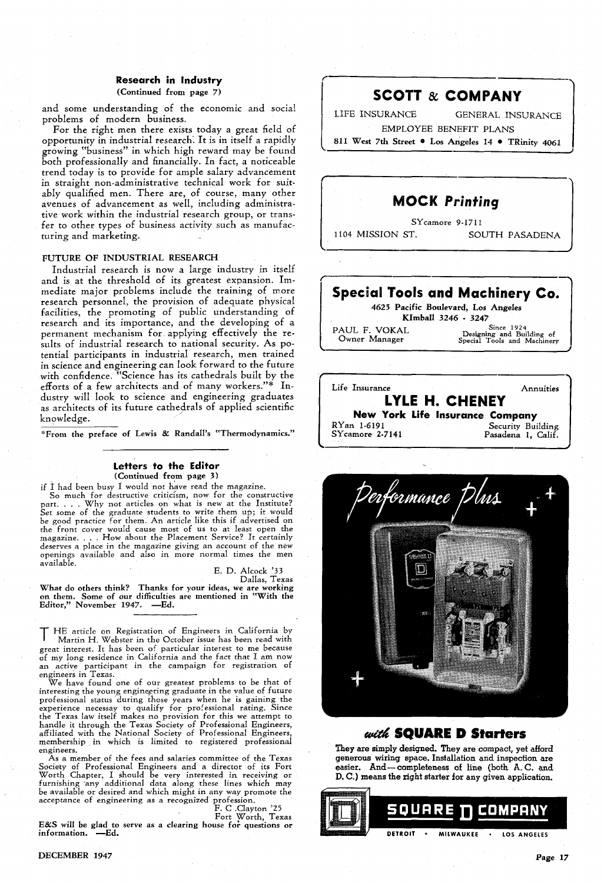### Research in Industry

(Continued from page 7)

and some understanding of the economic and social problems of modern business.

For the right men there exists today a great field of opportunity in industrial research. It is in itself a rapidly growing "business" in which high reward may be found both professionally and financially. In fact, a noticeable trend today is to provide for ample salary advancement in straight non-administrative technical work for suitably qualified men. There are, of course, many other avenues of advancement as well, including administrative work within the industrial research group, or transfer to other types of business activity such as manufacturing and marketing.

#### FUTURE OF INDUSTRIAL RESEARCH

Industrial research is now a large industry in itself and is at the threshold of its greatest expansion. Immediate major problems include the training of more research personnel, the provision of adequate physical facilities, the promoting of public understanding of research and its importance, and the developing of a permanent mechanism for applying effectively the results of industrial research to national security. As potential participants in industrial research, men trained in science and engineering can look forward to the future with confidence. "Science has its cathedrals built by the efforts of a few architects and of many workers."* Industry will look to science and engineering graduates as architects of its future cathedrals of applied scientific knowledge.

*From the preface of Lewis & Randall's "Thermodynamics."

### Letters to the Editor

(Continued from page 3)

if I had been busy I would not have read the magazine.

So much for destructive criticism, now for the constructive part. . . . Why not articles on what is new at the Institute? Set some of the graduate students to write them up; it would be good practice for them. An article like this if advertised on the front cover would cause most of us to at least open the magazine. . . . How about the Placement Service? It certainly deserves a place in the magazine giving an account of the new openings available and also in more normal times the men available.

E. D. Alcock '33
Dallas, Texas

**What do others think? Thanks for your ideas, we are working on them. Some of our difficulties are mentioned in "With the Editor," November 1947. —Ed.**

THE article on Registration of Engineers in California by Martin H. Webster in the October issue has been read with great interest. It has been of particular interest to me because of my long residence in California and the fact that I am now an active participant in the campaign for registration of engineers in Texas.

We have found one of our greatest problems to be that of interesting the young engineering graduate in the value of future professional status during those years when he is gaining the experience necessary to qualify for professional rating. Since the Texas law itself makes no provision for this we attempt to handle it through the Texas Society of Professional Engineers, affiliated with the National Society of Professional Engineers, membership in which is limited to registered professional engineers.

As a member of the fees and salaries committee of the Texas Society of Professional Engineers and a director of its Fort Worth Chapter, I should be very interested in receiving or furnishing any additional data along these lines which may be available or desired and which might in any way promote the acceptance of engineering as a recognized profession.

F. C. Clayton '25
Fort Worth, Texas

**E&S will be glad to serve as a clearing house for questions or information. —Ed.**

---

## SCOTT & COMPANY

LIFE INSURANCE — GENERAL INSURANCE
EMPLOYEE BENEFIT PLANS
**811 West 7th Street • Los Angeles 14 • TRinity 4061**

---

## MOCK *Printing*

SYcamore 9-1711
1104 MISSION ST. — SOUTH PASADENA

---

## Special Tools and Machinery Co.

**4625 Pacific Boulevard, Los Angeles**
**KImball 3246 - 3247**

PAUL F. VOKAL, Owner Manager
Since 1924 — Designing and Building of Special Tools and Machinery

---

Life Insurance — Annuities

## LYLE H. CHENEY

**New York Life Insurance Company**

RYan 1-6191 — Security Building
SYcamore 2-7141 — Pasadena 1, Calif.

---

*Performance plus*

## *with* SQUARE D Starters

**They are simply designed. They are compact, yet afford generous wiring space. Installation and inspection are easier. And—completeness of line (both A. C. and D. C.) means the right starter for any given application.**

**SQUARE D COMPANY**
DETROIT • MILWAUKEE • LOS ANGELES